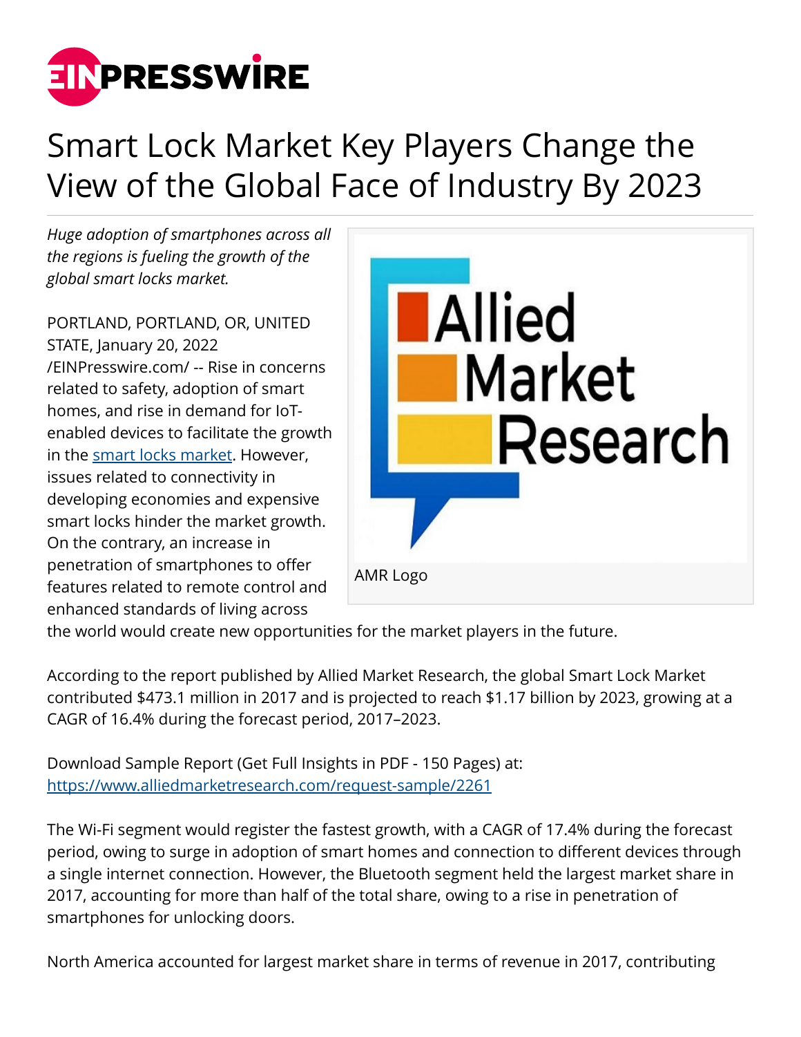# Smart Lock Market Key Players Change the View of the Global Face of Industry By 2023

*Huge adoption of smartphones across all the regions is fueling the growth of the global smart locks market.*

AMR Logo

PORTLAND, PORTLAND, OR, UNITED STATE, January 20, 2022 /EINPresswire.com/ -- Rise in concerns related to safety, adoption of smart homes, and rise in demand for IoT-enabled devices to facilitate the growth in the [smart locks market](). However, issues related to connectivity in developing economies and expensive smart locks hinder the market growth. On the contrary, an increase in penetration of smartphones to offer features related to remote control and enhanced standards of living across the world would create new opportunities for the market players in the future.

According to the report published by Allied Market Research, the global Smart Lock Market contributed $473.1 million in 2017 and is projected to reach $1.17 billion by 2023, growing at a CAGR of 16.4% during the forecast period, 2017–2023.

Download Sample Report (Get Full Insights in PDF - 150 Pages) at:
[https://www.alliedmarketresearch.com/request-sample/2261](https://www.alliedmarketresearch.com/request-sample/2261)

The Wi-Fi segment would register the fastest growth, with a CAGR of 17.4% during the forecast period, owing to surge in adoption of smart homes and connection to different devices through a single internet connection. However, the Bluetooth segment held the largest market share in 2017, accounting for more than half of the total share, owing to a rise in penetration of smartphones for unlocking doors.

North America accounted for largest market share in terms of revenue in 2017, contributing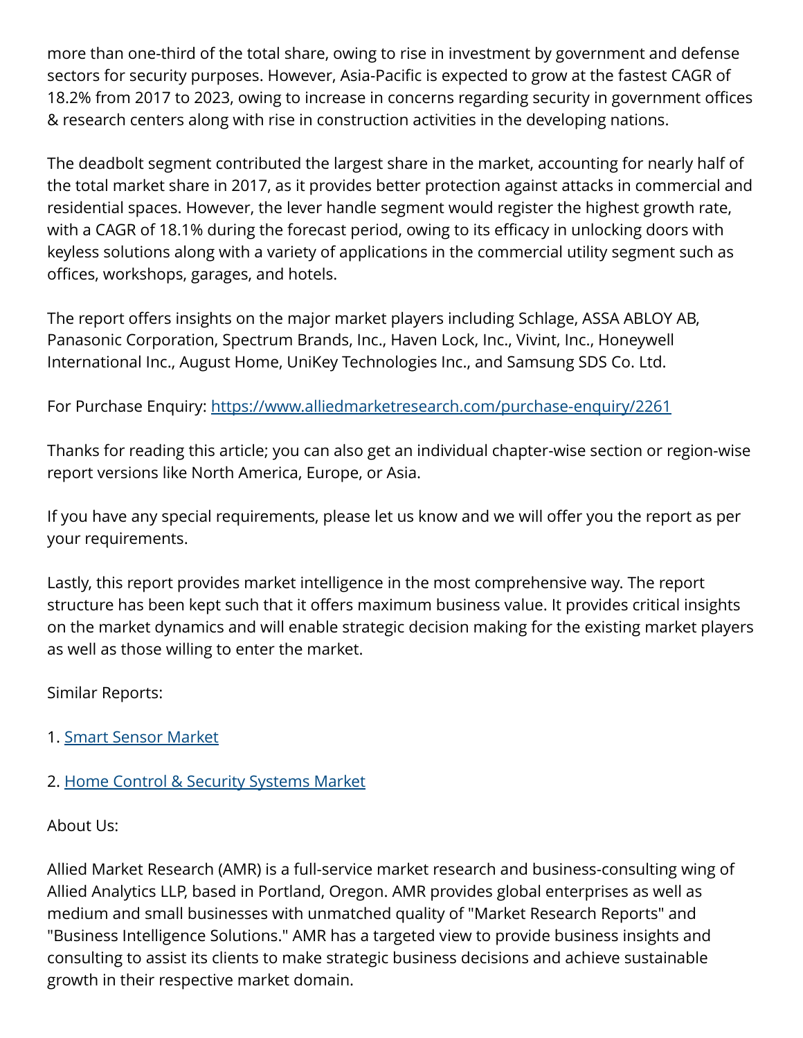more than one-third of the total share, owing to rise in investment by government and defense sectors for security purposes. However, Asia-Pacific is expected to grow at the fastest CAGR of 18.2% from 2017 to 2023, owing to increase in concerns regarding security in government offices & research centers along with rise in construction activities in the developing nations.

The deadbolt segment contributed the largest share in the market, accounting for nearly half of the total market share in 2017, as it provides better protection against attacks in commercial and residential spaces. However, the lever handle segment would register the highest growth rate, with a CAGR of 18.1% during the forecast period, owing to its efficacy in unlocking doors with keyless solutions along with a variety of applications in the commercial utility segment such as offices, workshops, garages, and hotels.

The report offers insights on the major market players including Schlage, ASSA ABLOY AB, Panasonic Corporation, Spectrum Brands, Inc., Haven Lock, Inc., Vivint, Inc., Honeywell International Inc., August Home, UniKey Technologies Inc., and Samsung SDS Co. Ltd.

For Purchase Enquiry: [https://www.alliedmarketresearch.com/purchase-enquiry/2261](https://www.alliedmarketresearch.com/purchase-enquiry/2261)

Thanks for reading this article; you can also get an individual chapter-wise section or region-wise report versions like North America, Europe, or Asia.

If you have any special requirements, please let us know and we will offer you the report as per your requirements.

Lastly, this report provides market intelligence in the most comprehensive way. The report structure has been kept such that it offers maximum business value. It provides critical insights on the market dynamics and will enable strategic decision making for the existing market players as well as those willing to enter the market.

Similar Reports:

1. Smart Sensor Market

2. Home Control & Security Systems Market

About Us:

Allied Market Research (AMR) is a full-service market research and business-consulting wing of Allied Analytics LLP, based in Portland, Oregon. AMR provides global enterprises as well as medium and small businesses with unmatched quality of "Market Research Reports" and "Business Intelligence Solutions." AMR has a targeted view to provide business insights and consulting to assist its clients to make strategic business decisions and achieve sustainable growth in their respective market domain.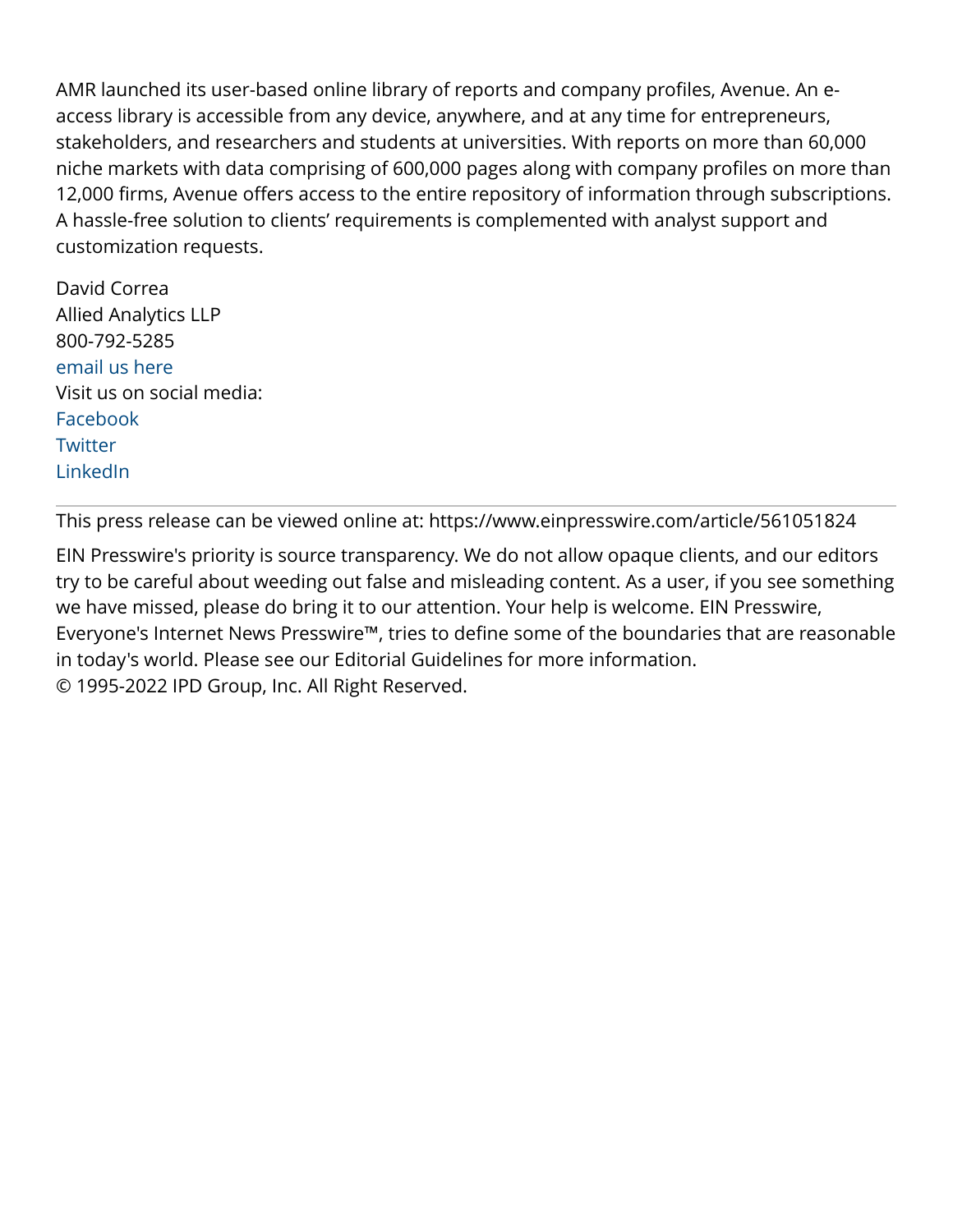AMR launched its user-based online library of reports and company profiles, Avenue. An e-access library is accessible from any device, anywhere, and at any time for entrepreneurs, stakeholders, and researchers and students at universities. With reports on more than 60,000 niche markets with data comprising of 600,000 pages along with company profiles on more than 12,000 firms, Avenue offers access to the entire repository of information through subscriptions. A hassle-free solution to clients' requirements is complemented with analyst support and customization requests.

David Correa
Allied Analytics LLP
800-792-5285
email us here
Visit us on social media:
Facebook
Twitter
LinkedIn

---

This press release can be viewed online at: https://www.einpresswire.com/article/561051824

EIN Presswire's priority is source transparency. We do not allow opaque clients, and our editors try to be careful about weeding out false and misleading content. As a user, if you see something we have missed, please do bring it to our attention. Your help is welcome. EIN Presswire, Everyone's Internet News Presswire™, tries to define some of the boundaries that are reasonable in today's world. Please see our Editorial Guidelines for more information.
© 1995-2022 IPD Group, Inc. All Right Reserved.